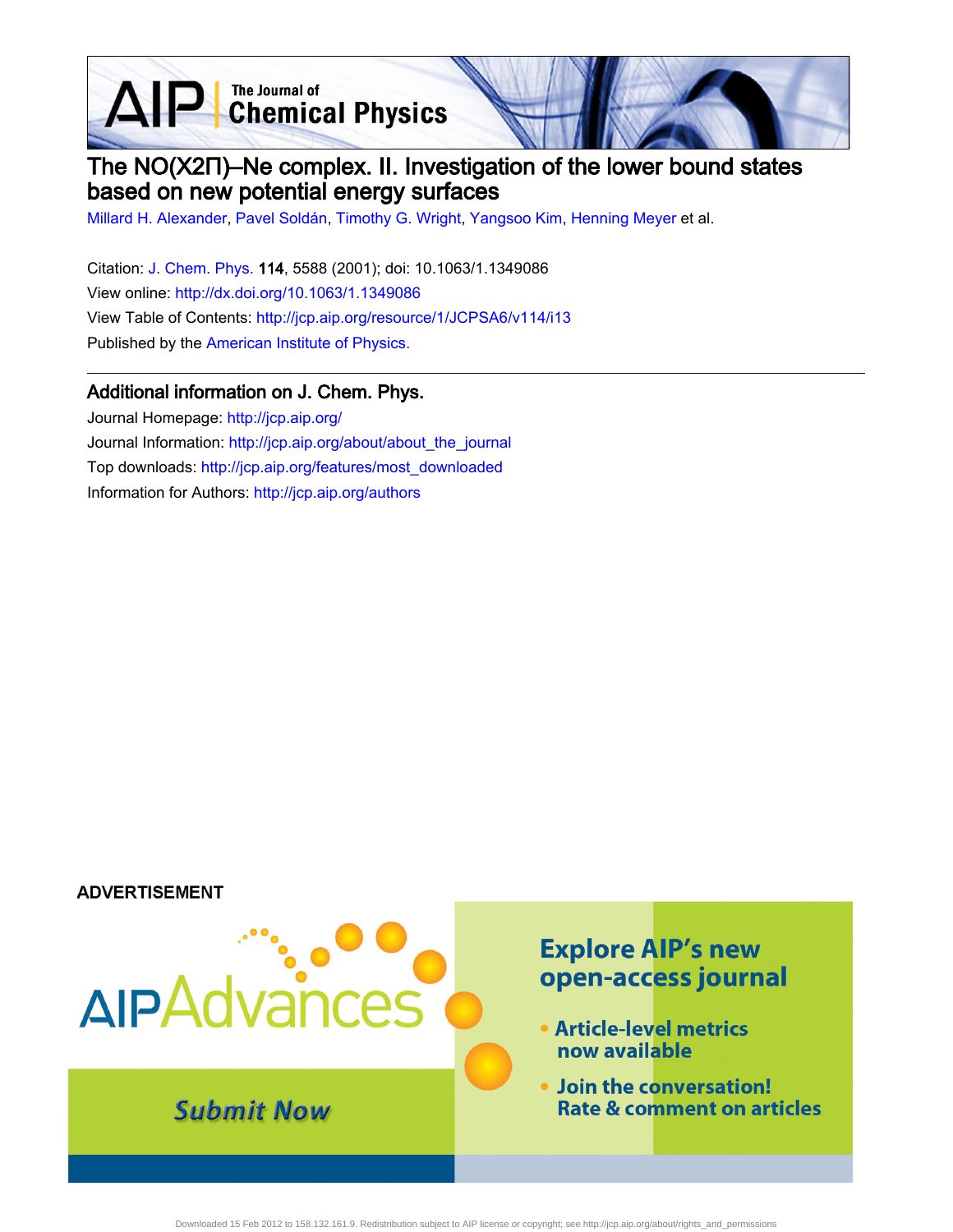# The NO(X2Π)–Ne complex. II. Investigation of the lower bound states based on new potential energy surfaces

Millard H. Alexander, Pavel Soldán, Timothy G. Wright, Yangsoo Kim, Henning Meyer et al.

Citation: J. Chem. Phys. **114**, 5588 (2001); doi: 10.1063/1.1349086

View online: http://dx.doi.org/10.1063/1.1349086

View Table of Contents: http://jcp.aip.org/resource/1/JCPSA6/v114/i13

Published by the American Institute of Physics.

## Additional information on J. Chem. Phys.

Journal Homepage: http://jcp.aip.org/

Journal Information: http://jcp.aip.org/about/about_the_journal

Top downloads: http://jcp.aip.org/features/most_downloaded

Information for Authors: http://jcp.aip.org/authors

ADVERTISEMENT

AIPAdvances

Submit Now

Explore AIP's new open-access journal

- Article-level metrics now available
- Join the conversation! Rate & comment on articles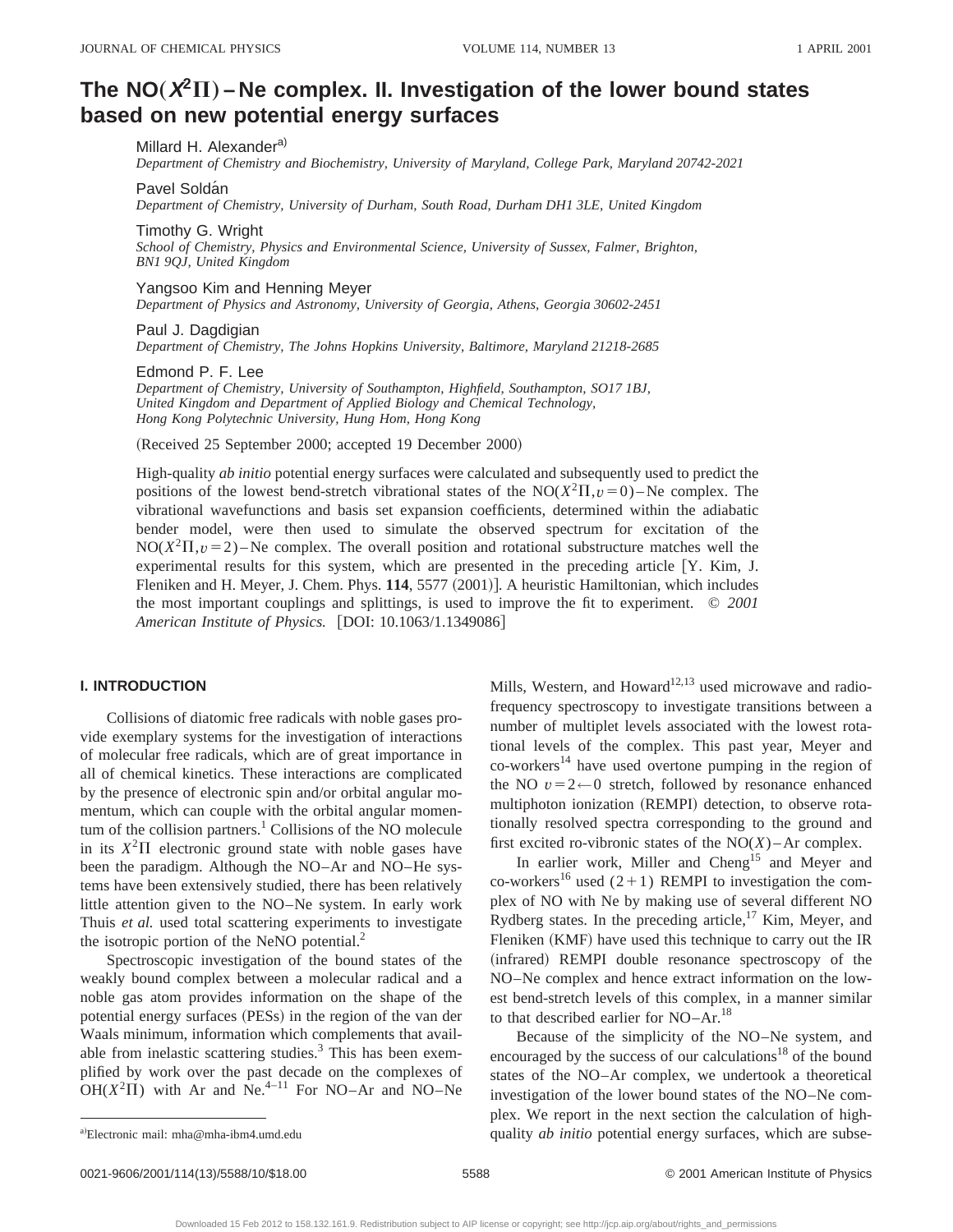# The NO($X^2\Pi$)–Ne complex. II. Investigation of the lower bound states based on new potential energy surfaces

Millard H. Alexander[a)]
*Department of Chemistry and Biochemistry, University of Maryland, College Park, Maryland 20742-2021*

Pavel Soldán
*Department of Chemistry, University of Durham, South Road, Durham DH1 3LE, United Kingdom*

Timothy G. Wright
*School of Chemistry, Physics and Environmental Science, University of Sussex, Falmer, Brighton, BN1 9QJ, United Kingdom*

Yangsoo Kim and Henning Meyer
*Department of Physics and Astronomy, University of Georgia, Athens, Georgia 30602-2451*

Paul J. Dagdigian
*Department of Chemistry, The Johns Hopkins University, Baltimore, Maryland 21218-2685*

Edmond P. F. Lee
*Department of Chemistry, University of Southampton, Highfield, Southampton, SO17 1BJ, United Kingdom and Department of Applied Biology and Chemical Technology, Hong Kong Polytechnic University, Hung Hom, Hong Kong*

(Received 25 September 2000; accepted 19 December 2000)

High-quality *ab initio* potential energy surfaces were calculated and subsequently used to predict the positions of the lowest bend-stretch vibrational states of the NO($X^2\Pi, v=0$)–Ne complex. The vibrational wavefunctions and basis set expansion coefficients, determined within the adiabatic bender model, were then used to simulate the observed spectrum for excitation of the NO($X^2\Pi, v=2$)–Ne complex. The overall position and rotational substructure matches well the experimental results for this system, which are presented in the preceding article [Y. Kim, J. Fleniken and H. Meyer, J. Chem. Phys. **114**, 5577 (2001)]. A heuristic Hamiltonian, which includes the most important couplings and splittings, is used to improve the fit to experiment. © *2001 American Institute of Physics.* [DOI: 10.1063/1.1349086]

## I. INTRODUCTION

Collisions of diatomic free radicals with noble gases provide exemplary systems for the investigation of interactions of molecular free radicals, which are of great importance in all of chemical kinetics. These interactions are complicated by the presence of electronic spin and/or orbital angular momentum, which can couple with the orbital angular momentum of the collision partners.[1] Collisions of the NO molecule in its $X^2\Pi$ electronic ground state with noble gases have been the paradigm. Although the NO–Ar and NO–He systems have been extensively studied, there has been relatively little attention given to the NO–Ne system. In early work Thuis *et al.* used total scattering experiments to investigate the isotropic portion of the NeNO potential.[2]

Spectroscopic investigation of the bound states of the weakly bound complex between a molecular radical and a noble gas atom provides information on the shape of the potential energy surfaces (PESs) in the region of the van der Waals minimum, information which complements that available from inelastic scattering studies.[3] This has been exemplified by work over the past decade on the complexes of OH($X^2\Pi$) with Ar and Ne.[4–11] For NO–Ar and NO–Ne Mills, Western, and Howard[12,13] used microwave and radiofrequency spectroscopy to investigate transitions between a number of multiplet levels associated with the lowest rotational levels of the complex. This past year, Meyer and co-workers[14] have used overtone pumping in the region of the NO $v=2 \leftarrow 0$ stretch, followed by resonance enhanced multiphoton ionization (REMPI) detection, to observe rotationally resolved spectra corresponding to the ground and first excited ro-vibronic states of the NO($X$)–Ar complex.

In earlier work, Miller and Cheng[15] and Meyer and co-workers[16] used (2+1) REMPI to investigation the complex of NO with Ne by making use of several different NO Rydberg states. In the preceding article,[17] Kim, Meyer, and Fleniken (KMF) have used this technique to carry out the IR (infrared) REMPI double resonance spectroscopy of the NO–Ne complex and hence extract information on the lowest bend-stretch levels of this complex, in a manner similar to that described earlier for NO–Ar.[18]

Because of the simplicity of the NO–Ne system, and encouraged by the success of our calculations[18] of the bound states of the NO–Ar complex, we undertook a theoretical investigation of the lower bound states of the NO–Ne complex. We report in the next section the calculation of high-quality *ab initio* potential energy surfaces, which are subse-

[a)]Electronic mail: mha@mha-ibm4.umd.edu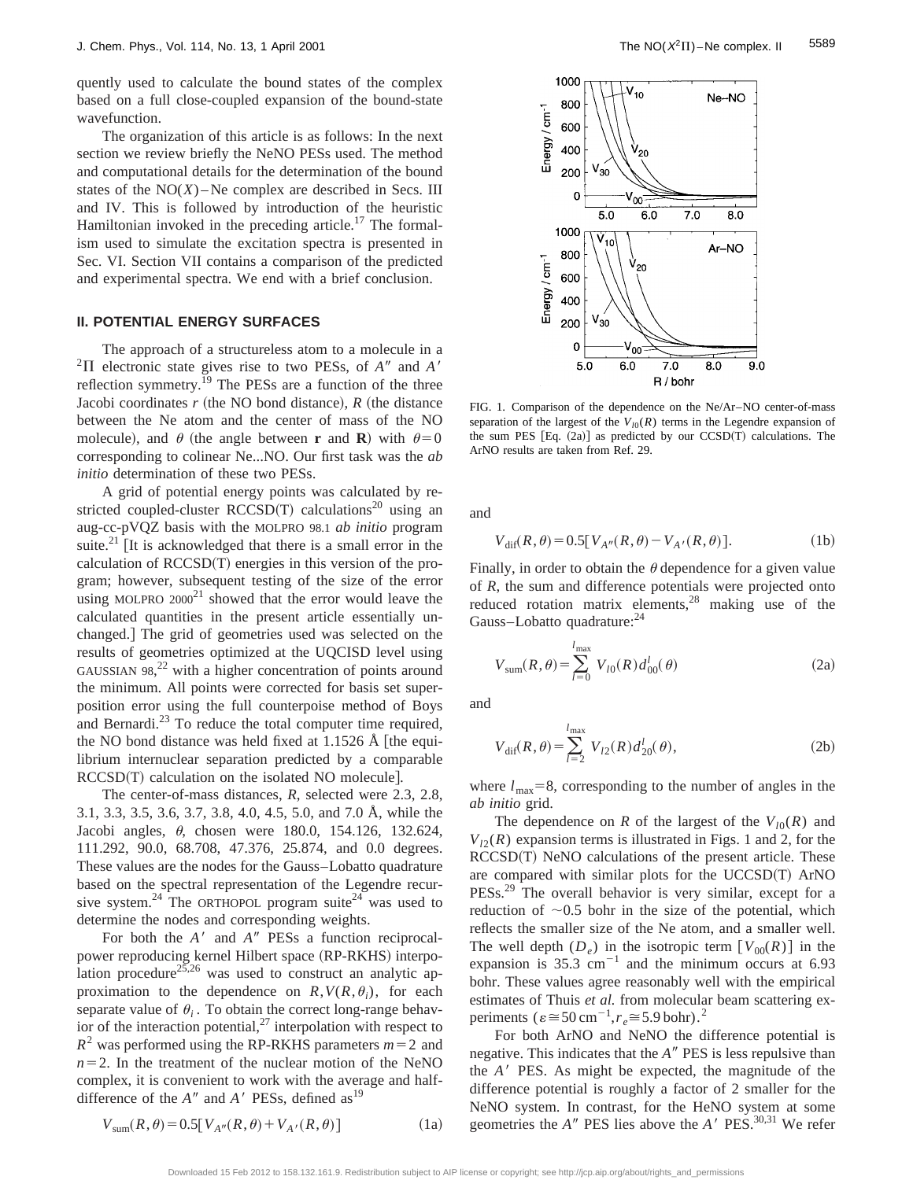quently used to calculate the bound states of the complex based on a full close-coupled expansion of the bound-state wavefunction.

The organization of this article is as follows: In the next section we review briefly the NeNO PESs used. The method and computational details for the determination of the bound states of the NO($X$)–Ne complex are described in Secs. III and IV. This is followed by introduction of the heuristic Hamiltonian invoked in the preceding article.[17] The formalism used to simulate the excitation spectra is presented in Sec. VI. Section VII contains a comparison of the predicted and experimental spectra. We end with a brief conclusion.

## II. POTENTIAL ENERGY SURFACES

The approach of a structureless atom to a molecule in a $^2\Pi$ electronic state gives rise to two PESs, of $A''$ and $A'$ reflection symmetry.[19] The PESs are a function of the three Jacobi coordinates $r$ (the NO bond distance), $R$ (the distance between the Ne atom and the center of mass of the NO molecule), and $\theta$ (the angle between **r** and **R**) with $\theta=0$ corresponding to colinear Ne...NO. Our first task was the *ab initio* determination of these two PESs.

A grid of potential energy points was calculated by restricted coupled-cluster RCCSD(T) calculations[20] using an aug-cc-pVQZ basis with the MOLPRO 98.1 *ab initio* program suite.[21] [It is acknowledged that there is a small error in the calculation of RCCSD(T) energies in this version of the program; however, subsequent testing of the size of the error using MOLPRO 2000[21] showed that the error would leave the calculated quantities in the present article essentially unchanged.] The grid of geometries used was selected on the results of geometries optimized at the UQCISD level using GAUSSIAN 98,[22] with a higher concentration of points around the minimum. All points were corrected for basis set superposition error using the full counterpoise method of Boys and Bernardi.[23] To reduce the total computer time required, the NO bond distance was held fixed at 1.1526 Å [the equilibrium internuclear separation predicted by a comparable RCCSD(T) calculation on the isolated NO molecule].

The center-of-mass distances, $R$, selected were 2.3, 2.8, 3.1, 3.3, 3.5, 3.6, 3.7, 3.8, 4.0, 4.5, 5.0, and 7.0 Å, while the Jacobi angles, $\theta$, chosen were 180.0, 154.126, 132.624, 111.292, 90.0, 68.708, 47.376, 25.874, and 0.0 degrees. These values are the nodes for the Gauss–Lobatto quadrature based on the spectral representation of the Legendre recursive system.[24] The ORTHOPOL program suite[24] was used to determine the nodes and corresponding weights.

For both the $A'$ and $A''$ PESs a function reciprocal-power reproducing kernel Hilbert space (RP-RKHS) interpolation procedure[25,26] was used to construct an analytic approximation to the dependence on $R, V(R,\theta_i)$, for each separate value of $\theta_i$. To obtain the correct long-range behavior of the interaction potential,[27] interpolation with respect to $R^2$ was performed using the RP-RKHS parameters $m=2$ and $n=2$. In the treatment of the nuclear motion of the NeNO complex, it is convenient to work with the average and half-difference of the $A''$ and $A'$ PESs, defined as[19]

$$V_{\mathrm{sum}}(R,\theta)=0.5[V_{A''}(R,\theta)+V_{A'}(R,\theta)] \tag{1a}$$

FIG. 1. Comparison of the dependence on the Ne/Ar–NO center-of-mass separation of the largest of the $V_{l0}(R)$ terms in the Legendre expansion of the sum PES [Eq. (2a)] as predicted by our CCSD(T) calculations. The ArNO results are taken from Ref. 29.

and

$$V_{\mathrm{dif}}(R,\theta)=0.5[V_{A''}(R,\theta)-V_{A'}(R,\theta)]. \tag{1b}$$

Finally, in order to obtain the $\theta$ dependence for a given value of $R$, the sum and difference potentials were projected onto reduced rotation matrix elements,[28] making use of the Gauss–Lobatto quadrature:[24]

$$V_{\mathrm{sum}}(R,\theta)=\sum_{l=0}^{l_{\mathrm{max}}} V_{l0}(R)d_{00}^{l}(\theta) \tag{2a}$$

and

$$V_{\mathrm{dif}}(R,\theta)=\sum_{l=2}^{l_{\mathrm{max}}} V_{l2}(R)d_{20}^{l}(\theta), \tag{2b}$$

where $l_{\mathrm{max}}=8$, corresponding to the number of angles in the *ab initio* grid.

The dependence on $R$ of the largest of the $V_{l0}(R)$ and $V_{l2}(R)$ expansion terms is illustrated in Figs. 1 and 2, for the RCCSD(T) NeNO calculations of the present article. These are compared with similar plots for the UCCSD(T) ArNO PESs.[29] The overall behavior is very similar, except for a reduction of $\sim$0.5 bohr in the size of the potential, which reflects the smaller size of the Ne atom, and a smaller well. The well depth ($D_e$) in the isotropic term [$V_{00}(R)$] in the expansion is 35.3 cm$^{-1}$ and the minimum occurs at 6.93 bohr. These values agree reasonably well with the empirical estimates of Thuis *et al.* from molecular beam scattering experiments ($\varepsilon \cong 50\,\mathrm{cm}^{-1}, r_e \cong 5.9\,\mathrm{bohr}$).[2]

For both ArNO and NeNO the difference potential is negative. This indicates that the $A''$ PES is less repulsive than the $A'$ PES. As might be expected, the magnitude of the difference potential is roughly a factor of 2 smaller for the NeNO system. In contrast, for the HeNO system at some geometries the $A''$ PES lies above the $A'$ PES.[30,31] We refer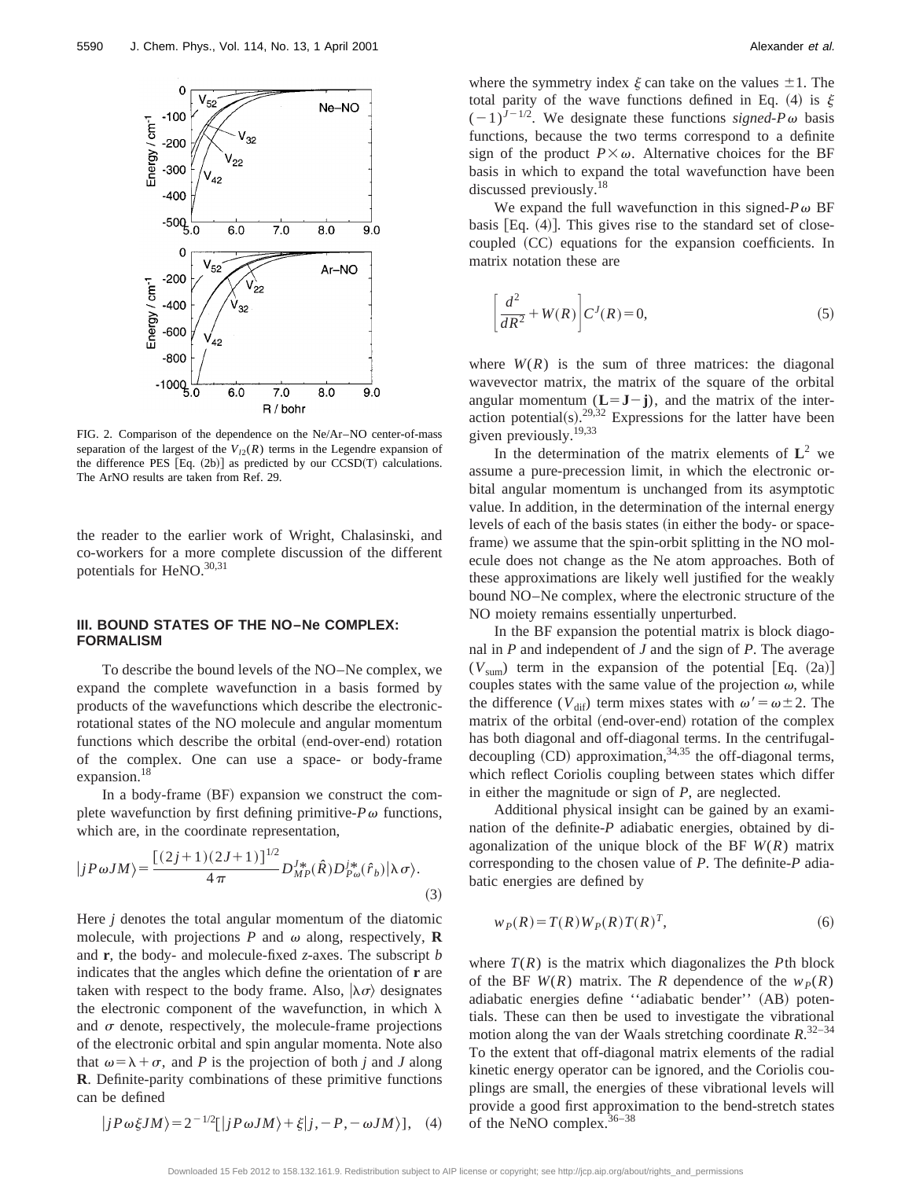FIG. 2. Comparison of the dependence on the Ne/Ar–NO center-of-mass separation of the largest of the $V_{l2}(R)$ terms in the Legendre expansion of the difference PES [Eq. (2b)] as predicted by our CCSD(T) calculations. The ArNO results are taken from Ref. 29.

the reader to the earlier work of Wright, Chalasinski, and co-workers for a more complete discussion of the different potentials for HeNO.[30,31]

## III. BOUND STATES OF THE NO–Ne COMPLEX: FORMALISM

To describe the bound levels of the NO–Ne complex, we expand the complete wavefunction in a basis formed by products of the wavefunctions which describe the electronic-rotational states of the NO molecule and angular momentum functions which describe the orbital (end-over-end) rotation of the complex. One can use a space- or body-frame expansion.[18]

In a body-frame (BF) expansion we construct the complete wavefunction by first defining primitive-$P\omega$ functions, which are, in the coordinate representation,

$$|jP\omega JM\rangle = \frac{[(2j+1)(2J+1)]^{1/2}}{4\pi} D^{J*}_{MP}(\hat{R}) D^{j*}_{P\omega}(\hat{r}_b)|\lambda\sigma\rangle. \tag{3}$$

Here $j$ denotes the total angular momentum of the diatomic molecule, with projections $P$ and $\omega$ along, respectively, $\mathbf{R}$ and $\mathbf{r}$, the body- and molecule-fixed $z$-axes. The subscript $b$ indicates that the angles which define the orientation of $\mathbf{r}$ are taken with respect to the body frame. Also, $|\lambda\sigma\rangle$ designates the electronic component of the wavefunction, in which $\lambda$ and $\sigma$ denote, respectively, the molecule-frame projections of the electronic orbital and spin angular momenta. Note also that $\omega=\lambda+\sigma$, and $P$ is the projection of both $j$ and $J$ along $\mathbf{R}$. Definite-parity combinations of these primitive functions can be defined

$$|jP\omega\xi JM\rangle = 2^{-1/2}[|jP\omega JM\rangle + \xi|j,-P,-\omega JM\rangle], \tag{4}$$

where the symmetry index $\xi$ can take on the values $\pm 1$. The total parity of the wave functions defined in Eq. (4) is $\xi(-1)^{J-1/2}$. We designate these functions *signed-$P\omega$* basis functions, because the two terms correspond to a definite sign of the product $P\times\omega$. Alternative choices for the BF basis in which to expand the total wavefunction have been discussed previously.[18]

We expand the full wavefunction in this signed-$P\omega$ BF basis [Eq. (4)]. This gives rise to the standard set of close-coupled (CC) equations for the expansion coefficients. In matrix notation these are

$$\left[\frac{d^2}{dR^2} + W(R)\right] C^J(R) = 0, \tag{5}$$

where $W(R)$ is the sum of three matrices: the diagonal wavevector matrix, the matrix of the square of the orbital angular momentum ($\mathbf{L}=\mathbf{J}-\mathbf{j}$), and the matrix of the interaction potential(s).[29,32] Expressions for the latter have been given previously.[19,33]

In the determination of the matrix elements of $\mathbf{L}^2$ we assume a pure-precession limit, in which the electronic orbital angular momentum is unchanged from its asymptotic value. In addition, in the determination of the internal energy levels of each of the basis states (in either the body- or space-frame) we assume that the spin-orbit splitting in the NO molecule does not change as the Ne atom approaches. Both of these approximations are likely well justified for the weakly bound NO–Ne complex, where the electronic structure of the NO moiety remains essentially unperturbed.

In the BF expansion the potential matrix is block diagonal in $P$ and independent of $J$ and the sign of $P$. The average ($V_{\rm sum}$) term in the expansion of the potential [Eq. (2a)] couples states with the same value of the projection $\omega$, while the difference ($V_{\rm dif}$) term mixes states with $\omega'=\omega\pm 2$. The matrix of the orbital (end-over-end) rotation of the complex has both diagonal and off-diagonal terms. In the centrifugal-decoupling (CD) approximation,[34,35] the off-diagonal terms, which reflect Coriolis coupling between states which differ in either the magnitude or sign of $P$, are neglected.

Additional physical insight can be gained by an examination of the definite-$P$ adiabatic energies, obtained by diagonalization of the unique block of the BF $W(R)$ matrix corresponding to the chosen value of $P$. The definite-$P$ adiabatic energies are defined by

$$w_P(R) = T(R) W_P(R) T(R)^T, \tag{6}$$

where $T(R)$ is the matrix which diagonalizes the $P$th block of the BF $W(R)$ matrix. The $R$ dependence of the $w_P(R)$ adiabatic energies define "adiabatic bender" (AB) potentials. These can then be used to investigate the vibrational motion along the van der Waals stretching coordinate $R$.[32–34] To the extent that off-diagonal matrix elements of the radial kinetic energy operator can be ignored, and the Coriolis couplings are small, the energies of these vibrational levels will provide a good first approximation to the bend-stretch states of the NeNO complex.[36–38]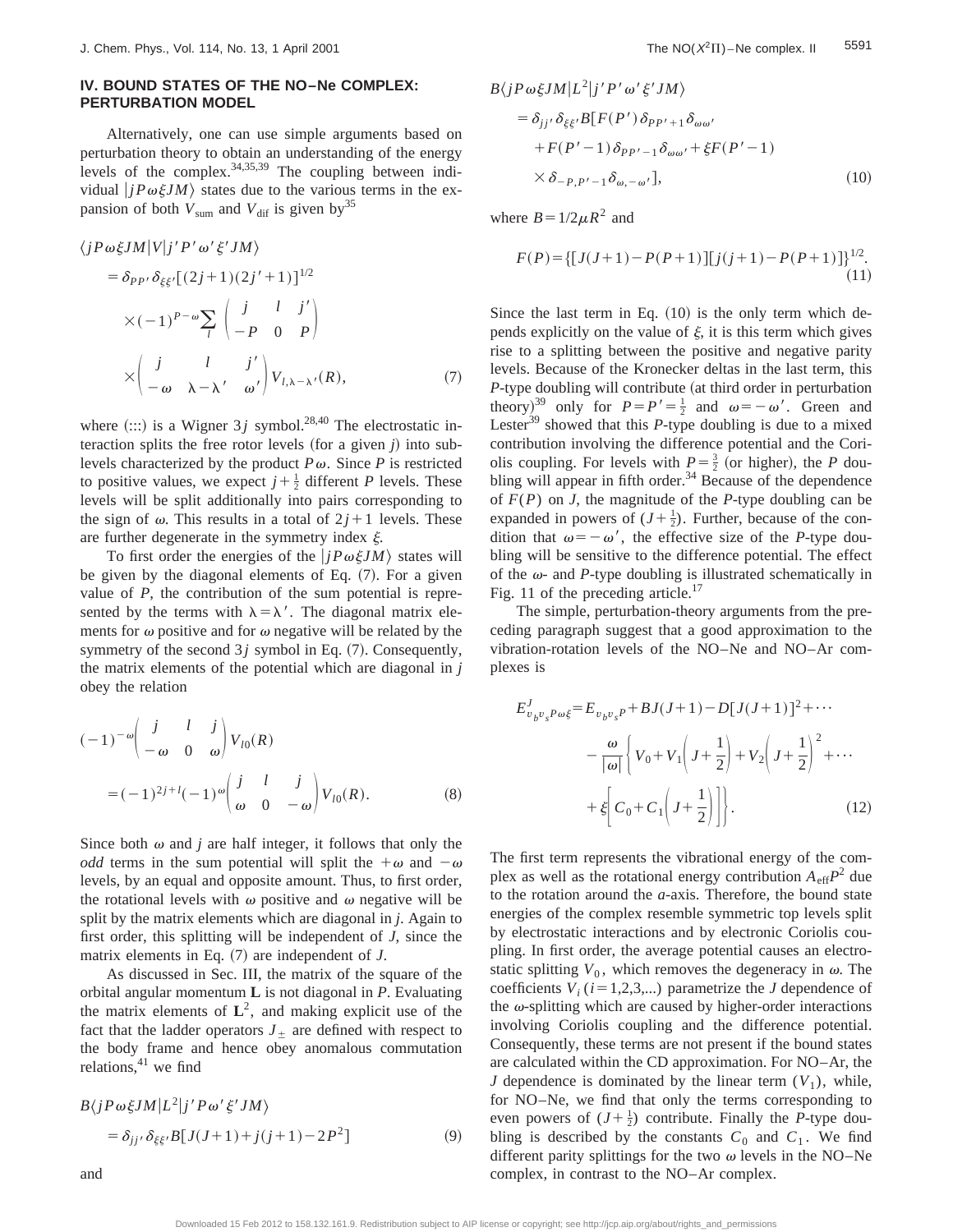## IV. BOUND STATES OF THE NO–Ne COMPLEX: PERTURBATION MODEL

Alternatively, one can use simple arguments based on perturbation theory to obtain an understanding of the energy levels of the complex.[34,35,39] The coupling between individual $|jP\omega\xi JM\rangle$ states due to the various terms in the expansion of both $V_{\rm sum}$ and $V_{\rm dif}$ is given by[35]

$$
\begin{aligned}
&\langle jP\omega\xi JM|V|j'P'\omega'\xi'JM\rangle \\
&= \delta_{PP'}\delta_{\xi\xi'}[(2j+1)(2j'+1)]^{1/2} \\
&\quad\times(-1)^{P-\omega}\sum_l \begin{pmatrix} j & l & j' \\ -P & 0 & P \end{pmatrix} \\
&\quad\times\begin{pmatrix} j & l & j' \\ -\omega & \lambda-\lambda' & \omega' \end{pmatrix} V_{l,\lambda-\lambda'}(R),
\end{aligned} \tag{7}
$$

where (:::) is a Wigner 3$j$ symbol.[28,40] The electrostatic interaction splits the free rotor levels (for a given $j$) into sublevels characterized by the product $P\omega$. Since $P$ is restricted to positive values, we expect $j+\frac{1}{2}$ different $P$ levels. These levels will be split additionally into pairs corresponding to the sign of $\omega$. This results in a total of $2j+1$ levels. These are further degenerate in the symmetry index $\xi$.

To first order the energies of the $|jP\omega\xi JM\rangle$ states will be given by the diagonal elements of Eq. (7). For a given value of $P$, the contribution of the sum potential is represented by the terms with $\lambda=\lambda'$. The diagonal matrix elements for $\omega$ positive and for $\omega$ negative will be related by the symmetry of the second 3$j$ symbol in Eq. (7). Consequently, the matrix elements of the potential which are diagonal in $j$ obey the relation

$$
\begin{aligned}
&(-1)^{-\omega}\begin{pmatrix} j & l & j \\ -\omega & 0 & \omega \end{pmatrix} V_{l0}(R) \\
&= (-1)^{2j+l}(-1)^{\omega}\begin{pmatrix} j & l & j \\ \omega & 0 & -\omega \end{pmatrix} V_{l0}(R).
\end{aligned} \tag{8}
$$

Since both $\omega$ and $j$ are half integer, it follows that only the *odd* terms in the sum potential will split the $+\omega$ and $-\omega$ levels, by an equal and opposite amount. Thus, to first order, the rotational levels with $\omega$ positive and $\omega$ negative will be split by the matrix elements which are diagonal in $j$. Again to first order, this splitting will be independent of $J$, since the matrix elements in Eq. (7) are independent of $J$.

As discussed in Sec. III, the matrix of the square of the orbital angular momentum **L** is not diagonal in $P$. Evaluating the matrix elements of $\mathbf{L}^2$, and making explicit use of the fact that the ladder operators $J_\pm$ are defined with respect to the body frame and hence obey anomalous commutation relations,[41] we find

$$
\begin{aligned}
&B\langle jP\omega\xi JM|L^2|j'P\omega'\xi'JM\rangle \\
&= \delta_{jj'}\delta_{\xi\xi'}B[J(J+1)+j(j+1)-2P^2]
\end{aligned} \tag{9}
$$

and

$$
\begin{aligned}
&B\langle jP\omega\xi JM|L^2|j'P'\omega'\xi'JM\rangle \\
&= \delta_{jj'}\delta_{\xi\xi'}B[F(P')\delta_{PP'+1}\delta_{\omega\omega'} \\
&\quad+F(P'-1)\delta_{PP'-1}\delta_{\omega\omega'}+\xi F(P'-1) \\
&\quad\times\delta_{-P,P'-1}\delta_{\omega,-\omega'}],
\end{aligned} \tag{10}
$$

where $B=1/2\mu R^2$ and

$$
F(P)=\{[J(J+1)-P(P+1)][j(j+1)-P(P+1)]\}^{1/2}. \tag{11}
$$

Since the last term in Eq. (10) is the only term which depends explicitly on the value of $\xi$, it is this term which gives rise to a splitting between the positive and negative parity levels. Because of the Kronecker deltas in the last term, this $P$-type doubling will contribute (at third order in perturbation theory)[39] only for $P=P'=\frac{1}{2}$ and $\omega=-\omega'$. Green and Lester[39] showed that this $P$-type doubling is due to a mixed contribution involving the difference potential and the Coriolis coupling. For levels with $P=\frac{3}{2}$ (or higher), the $P$ doubling will appear in fifth order.[34] Because of the dependence of $F(P)$ on $J$, the magnitude of the $P$-type doubling can be expanded in powers of $(J+\frac{1}{2})$. Further, because of the condition that $\omega=-\omega'$, the effective size of the $P$-type doubling will be sensitive to the difference potential. The effect of the $\omega$- and $P$-type doubling is illustrated schematically in Fig. 11 of the preceding article.[17]

The simple, perturbation-theory arguments from the preceding paragraph suggest that a good approximation to the vibration-rotation levels of the NO–Ne and NO–Ar complexes is

$$
\begin{aligned}
E^J_{v_bv_sP\omega\xi} &= E_{v_bv_sP}+BJ(J+1)-D[J(J+1)]^2+\cdots \\
&\quad-\frac{\omega}{|\omega|}\left\{V_0+V_1\left(J+\frac{1}{2}\right)+V_2\left(J+\frac{1}{2}\right)^2+\cdots\right. \\
&\quad\left.+\xi\left[C_0+C_1\left(J+\frac{1}{2}\right)\right]\right\}.
\end{aligned} \tag{12}
$$

The first term represents the vibrational energy of the complex as well as the rotational energy contribution $A_{\rm eff}P^2$ due to the rotation around the $a$-axis. Therefore, the bound state energies of the complex resemble symmetric top levels split by electrostatic interactions and by electronic Coriolis coupling. In first order, the average potential causes an electrostatic splitting $V_0$, which removes the degeneracy in $\omega$. The coefficients $V_i$ ($i=1,2,3,...$) parametrize the $J$ dependence of the $\omega$-splitting which are caused by higher-order interactions involving Coriolis coupling and the difference potential. Consequently, these terms are not present if the bound states are calculated within the CD approximation. For NO–Ar, the $J$ dependence is dominated by the linear term ($V_1$), while, for NO–Ne, we find that only the terms corresponding to even powers of $(J+\frac{1}{2})$ contribute. Finally the $P$-type doubling is described by the constants $C_0$ and $C_1$. We find different parity splittings for the two $\omega$ levels in the NO–Ne complex, in contrast to the NO–Ar complex.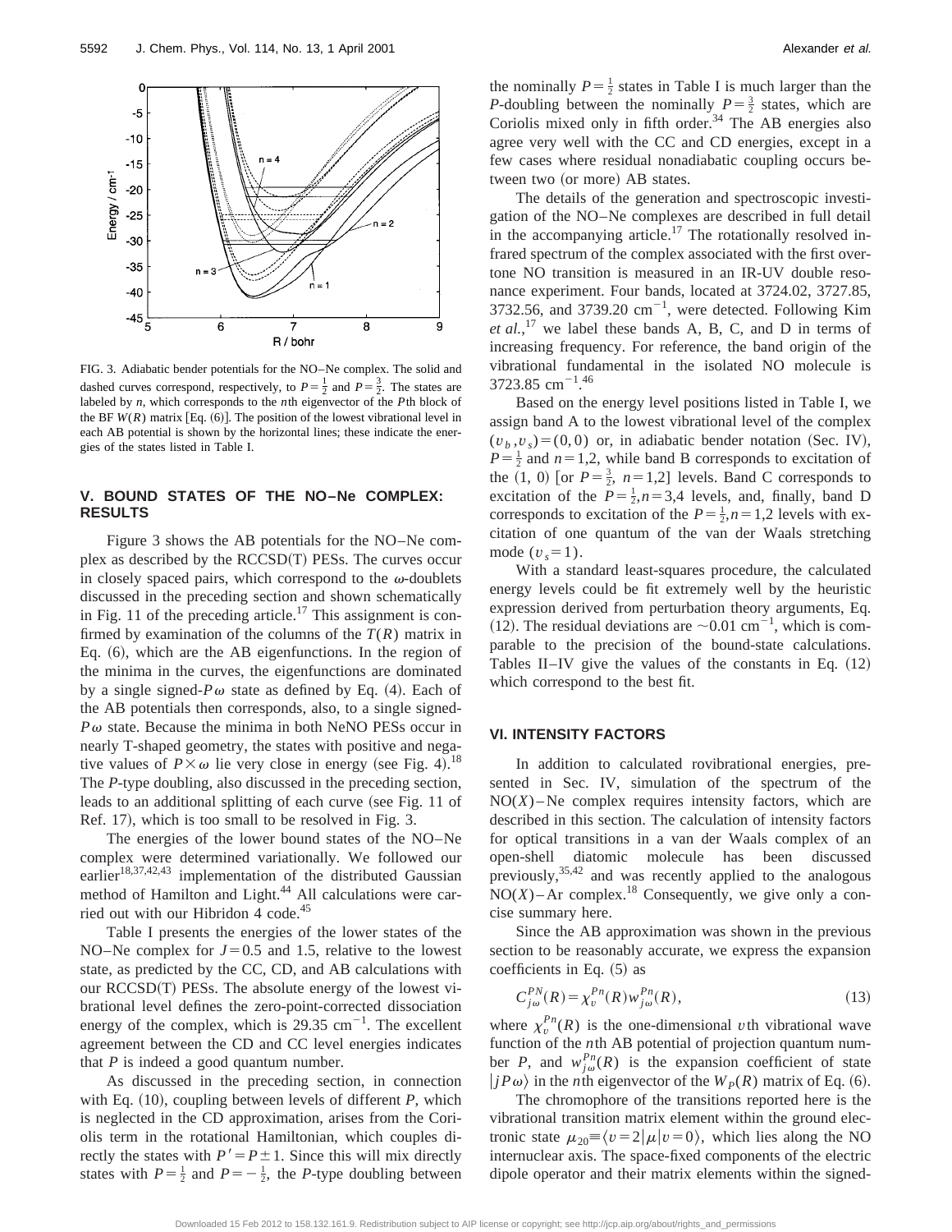FIG. 3. Adiabatic bender potentials for the NO–Ne complex. The solid and dashed curves correspond, respectively, to $P=\frac{1}{2}$ and $P=\frac{3}{2}$. The states are labeled by $n$, which corresponds to the $n$th eigenvector of the $P$th block of the BF $W(R)$ matrix [Eq. (6)]. The position of the lowest vibrational level in each AB potential is shown by the horizontal lines; these indicate the energies of the states listed in Table I.

## V. BOUND STATES OF THE NO–Ne COMPLEX: RESULTS

Figure 3 shows the AB potentials for the NO–Ne complex as described by the RCCSD(T) PESs. The curves occur in closely spaced pairs, which correspond to the $\omega$-doublets discussed in the preceding section and shown schematically in Fig. 11 of the preceding article.[17] This assignment is confirmed by examination of the columns of the $T(R)$ matrix in Eq. (6), which are the AB eigenfunctions. In the region of the minima in the curves, the eigenfunctions are dominated by a single signed-$P\omega$ state as defined by Eq. (4). Each of the AB potentials then corresponds, also, to a single signed-$P\omega$ state. Because the minima in both NeNO PESs occur in nearly T-shaped geometry, the states with positive and negative values of $P\times\omega$ lie very close in energy (see Fig. 4).[18] The $P$-type doubling, also discussed in the preceding section, leads to an additional splitting of each curve (see Fig. 11 of Ref. 17), which is too small to be resolved in Fig. 3.

The energies of the lower bound states of the NO–Ne complex were determined variationally. We followed our earlier[18,37,42,43] implementation of the distributed Gaussian method of Hamilton and Light.[44] All calculations were carried out with our Hibridon 4 code.[45]

Table I presents the energies of the lower states of the NO–Ne complex for $J=0.5$ and 1.5, relative to the lowest state, as predicted by the CC, CD, and AB calculations with our RCCSD(T) PESs. The absolute energy of the lowest vibrational level defines the zero-point-corrected dissociation energy of the complex, which is 29.35 cm$^{-1}$. The excellent agreement between the CD and CC level energies indicates that $P$ is indeed a good quantum number.

As discussed in the preceding section, in connection with Eq. (10), coupling between levels of different $P$, which is neglected in the CD approximation, arises from the Coriolis term in the rotational Hamiltonian, which couples directly the states with $P'=P\pm1$. Since this will mix directly states with $P=\frac{1}{2}$ and $P=-\frac{1}{2}$, the $P$-type doubling between the nominally $P=\frac{1}{2}$ states in Table I is much larger than the $P$-doubling between the nominally $P=\frac{3}{2}$ states, which are Coriolis mixed only in fifth order.[34] The AB energies also agree very well with the CC and CD energies, except in a few cases where residual nonadiabatic coupling occurs between two (or more) AB states.

The details of the generation and spectroscopic investigation of the NO–Ne complexes are described in full detail in the accompanying article.[17] The rotationally resolved infrared spectrum of the complex associated with the first overtone NO transition is measured in an IR-UV double resonance experiment. Four bands, located at 3724.02, 3727.85, 3732.56, and 3739.20 cm$^{-1}$, were detected. Following Kim *et al.*,[17] we label these bands A, B, C, and D in terms of increasing frequency. For reference, the band origin of the vibrational fundamental in the isolated NO molecule is 3723.85 cm$^{-1}$.[46]

Based on the energy level positions listed in Table I, we assign band A to the lowest vibrational level of the complex $(v_b,v_s)=(0,0)$ or, in adiabatic bender notation (Sec. IV), $P=\frac{1}{2}$ and $n=1,2$, while band B corresponds to excitation of the (1, 0) [or $P=\frac{3}{2}$, $n=1,2$] levels. Band C corresponds to excitation of the $P=\frac{1}{2}, n=3,4$ levels, and, finally, band D corresponds to excitation of the $P=\frac{1}{2}, n=1,2$ levels with excitation of one quantum of the van der Waals stretching mode ($v_s=1$).

With a standard least-squares procedure, the calculated energy levels could be fit extremely well by the heuristic expression derived from perturbation theory arguments, Eq. (12). The residual deviations are $\sim$0.01 cm$^{-1}$, which is comparable to the precision of the bound-state calculations. Tables II–IV give the values of the constants in Eq. (12) which correspond to the best fit.

## VI. INTENSITY FACTORS

In addition to calculated rovibrational energies, presented in Sec. IV, simulation of the spectrum of the NO($X$)–Ne complex requires intensity factors, which are described in this section. The calculation of intensity factors for optical transitions in a van der Waals complex of an open-shell diatomic molecule has been discussed previously,[35,42] and was recently applied to the analogous NO($X$)–Ar complex.[18] Consequently, we give only a concise summary here.

Since the AB approximation was shown in the previous section to be reasonably accurate, we express the expansion coefficients in Eq. (5) as

$$C_{j\omega}^{PN}(R)=\chi_v^{Pn}(R)w_{j\omega}^{Pn}(R), \tag{13}$$

where $\chi_v^{Pn}(R)$ is the one-dimensional $v$th vibrational wave function of the $n$th AB potential of projection quantum number $P$, and $w_{j\omega}^{Pn}(R)$ is the expansion coefficient of state $|jP\omega\rangle$ in the $n$th eigenvector of the $W_P(R)$ matrix of Eq. (6).

The chromophore of the transitions reported here is the vibrational transition matrix element within the ground electronic state $\mu_{20}\equiv\langle v=2|\mu|v=0\rangle$, which lies along the NO internuclear axis. The space-fixed components of the electric dipole operator and their matrix elements within the signed-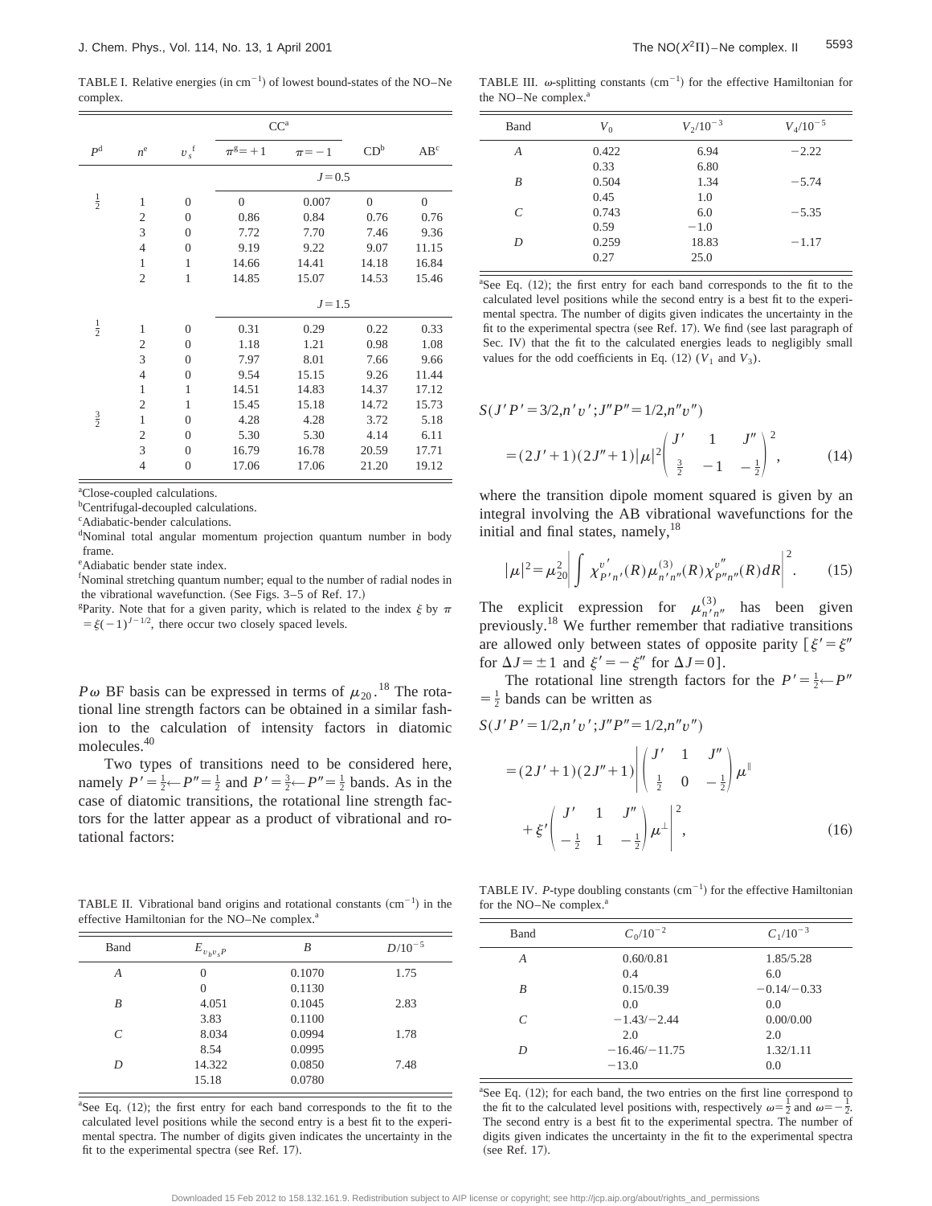TABLE I. Relative energies (in $cm^{-1}$) of lowest bound-states of the NO–Ne complex.

| $P$[d] | $n$[e] | $v_s$[f] | CC[a] $\pi$[g]$=+1$ | CC[a] $\pi=-1$ | CD[b] | AB[c] |
|---|---|---|---|---|---|---|
| | | | $J=0.5$ | | | |
| $\frac{1}{2}$ | 1 | 0 | 0 | 0.007 | 0 | 0 |
| | 2 | 0 | 0.86 | 0.84 | 0.76 | 0.76 |
| | 3 | 0 | 7.72 | 7.70 | 7.46 | 9.36 |
| | 4 | 0 | 9.19 | 9.22 | 9.07 | 11.15 |
| | 1 | 1 | 14.66 | 14.41 | 14.18 | 16.84 |
| | 2 | 1 | 14.85 | 15.07 | 14.53 | 15.46 |
| | | | $J=1.5$ | | | |
| $\frac{1}{2}$ | 1 | 0 | 0.31 | 0.29 | 0.22 | 0.33 |
| | 2 | 0 | 1.18 | 1.21 | 0.98 | 1.08 |
| | 3 | 0 | 7.97 | 8.01 | 7.66 | 9.66 |
| | 4 | 0 | 9.54 | 15.15 | 9.26 | 11.44 |
| | 1 | 1 | 14.51 | 14.83 | 14.37 | 17.12 |
| | 2 | 1 | 15.45 | 15.18 | 14.72 | 15.73 |
| $\frac{3}{2}$ | 1 | 0 | 4.28 | 4.28 | 3.72 | 5.18 |
| | 2 | 0 | 5.30 | 5.30 | 4.14 | 6.11 |
| | 3 | 0 | 16.79 | 16.78 | 20.59 | 17.71 |
| | 4 | 0 | 17.06 | 17.06 | 21.20 | 19.12 |

[a]Close-coupled calculations.
[b]Centrifugal-decoupled calculations.
[c]Adiabatic-bender calculations.
[d]Nominal total angular momentum projection quantum number in body frame.
[e]Adiabatic bender state index.
[f]Nominal stretching quantum number; equal to the number of radial nodes in the vibrational wavefunction. (See Figs. 3–5 of Ref. 17.)
[g]Parity. Note that for a given parity, which is related to the index $\xi$ by $\pi=\xi(-1)^{J-1/2}$, there occur two closely spaced levels.

$P\omega$ BF basis can be expressed in terms of $\mu_{20}$.[18] The rotational line strength factors can be obtained in a similar fashion to the calculation of intensity factors in diatomic molecules.[40]

Two types of transitions need to be considered here, namely $P'=\frac{1}{2}\leftarrow P''=\frac{1}{2}$ and $P'=\frac{3}{2}\leftarrow P''=\frac{1}{2}$ bands. As in the case of diatomic transitions, the rotational line strength factors for the latter appear as a product of vibrational and rotational factors:

$$S(J'P'=3/2,n'v';J''P''=1/2,n''v'')$$
$$=(2J'+1)(2J''+1)|\mu|^2\begin{pmatrix} J' & 1 & J'' \\ \frac{3}{2} & -1 & -\frac{1}{2}\end{pmatrix}^2, \qquad (14)$$

where the transition dipole moment squared is given by an integral involving the AB vibrational wavefunctions for the initial and final states, namely,[18]

$$|\mu|^2=\mu_{20}^2\left|\int \chi_{P'n'}^{v'}(R)\mu_{n'n''}^{(3)}(R)\chi_{P''n''}^{v''}(R)dR\right|^2. \qquad (15)$$

The explicit expression for $\mu_{n'n''}^{(3)}$ has been given previously.[18] We further remember that radiative transitions are allowed only between states of opposite parity [$\xi'=\xi''$ for $\Delta J=\pm 1$ and $\xi'=-\xi''$ for $\Delta J=0$].

The rotational line strength factors for the $P'=\frac{1}{2}\leftarrow P''=\frac{1}{2}$ bands can be written as

$$S(J'P'=1/2,n'v';J''P''=1/2,n''v'')$$
$$=(2J'+1)(2J''+1)\left|\begin{pmatrix} J' & 1 & J'' \\ \frac{1}{2} & 0 & -\frac{1}{2}\end{pmatrix}\mu^{\parallel} + \xi'\begin{pmatrix} J' & 1 & J'' \\ -\frac{1}{2} & 1 & -\frac{1}{2}\end{pmatrix}\mu^{\perp}\right|^2, \qquad (16)$$

TABLE II. Vibrational band origins and rotational constants ($cm^{-1}$) in the effective Hamiltonian for the NO–Ne complex.[a]

| Band | $E_{v_b v_s P}$ | $B$ | $D/10^{-5}$ |
|---|---|---|---|
| $A$ | 0 | 0.1070 | 1.75 |
| | 0 | 0.1130 | |
| $B$ | 4.051 | 0.1045 | 2.83 |
| | 3.83 | 0.1100 | |
| $C$ | 8.034 | 0.0994 | 1.78 |
| | 8.54 | 0.0995 | |
| $D$ | 14.322 | 0.0850 | 7.48 |
| | 15.18 | 0.0780 | |

[a]See Eq. (12); the first entry for each band corresponds to the fit to the calculated level positions while the second entry is a best fit to the experimental spectra. The number of digits given indicates the uncertainty in the fit to the experimental spectra (see Ref. 17).

TABLE III. $\omega$-splitting constants ($cm^{-1}$) for the effective Hamiltonian for the NO–Ne complex.[a]

| Band | $V_0$ | $V_2/10^{-3}$ | $V_4/10^{-5}$ |
|---|---|---|---|
| $A$ | 0.422 | 6.94 | $-2.22$ |
| | 0.33 | 6.80 | |
| $B$ | 0.504 | 1.34 | $-5.74$ |
| | 0.45 | 1.0 | |
| $C$ | 0.743 | 6.0 | $-5.35$ |
| | 0.59 | $-1.0$ | |
| $D$ | 0.259 | 18.83 | $-1.17$ |
| | 0.27 | 25.0 | |

[a]See Eq. (12); the first entry for each band corresponds to the fit to the calculated level positions while the second entry is a best fit to the experimental spectra. The number of digits given indicates the uncertainty in the fit to the experimental spectra (see Ref. 17). We find (see last paragraph of Sec. IV) that the fit to the calculated energies leads to negligibly small values for the odd coefficients in Eq. (12) ($V_1$ and $V_3$).

TABLE IV. $P$-type doubling constants ($cm^{-1}$) for the effective Hamiltonian for the NO–Ne complex.[a]

| Band | $C_0/10^{-2}$ | $C_1/10^{-3}$ |
|---|---|---|
| $A$ | 0.60/0.81 | 1.85/5.28 |
| | 0.4 | 6.0 |
| $B$ | 0.15/0.39 | $-0.14/-0.33$ |
| | 0.0 | 0.0 |
| $C$ | $-1.43/-2.44$ | 0.00/0.00 |
| | 2.0 | 2.0 |
| $D$ | $-16.46/-11.75$ | 1.32/1.11 |
| | $-13.0$ | 0.0 |

[a]See Eq. (12); for each band, the two entries on the first line correspond to the fit to the calculated level positions with, respectively $\omega=\frac{1}{2}$ and $\omega=-\frac{1}{2}$. The second entry is a best fit to the experimental spectra. The number of digits given indicates the uncertainty in the fit to the experimental spectra (see Ref. 17).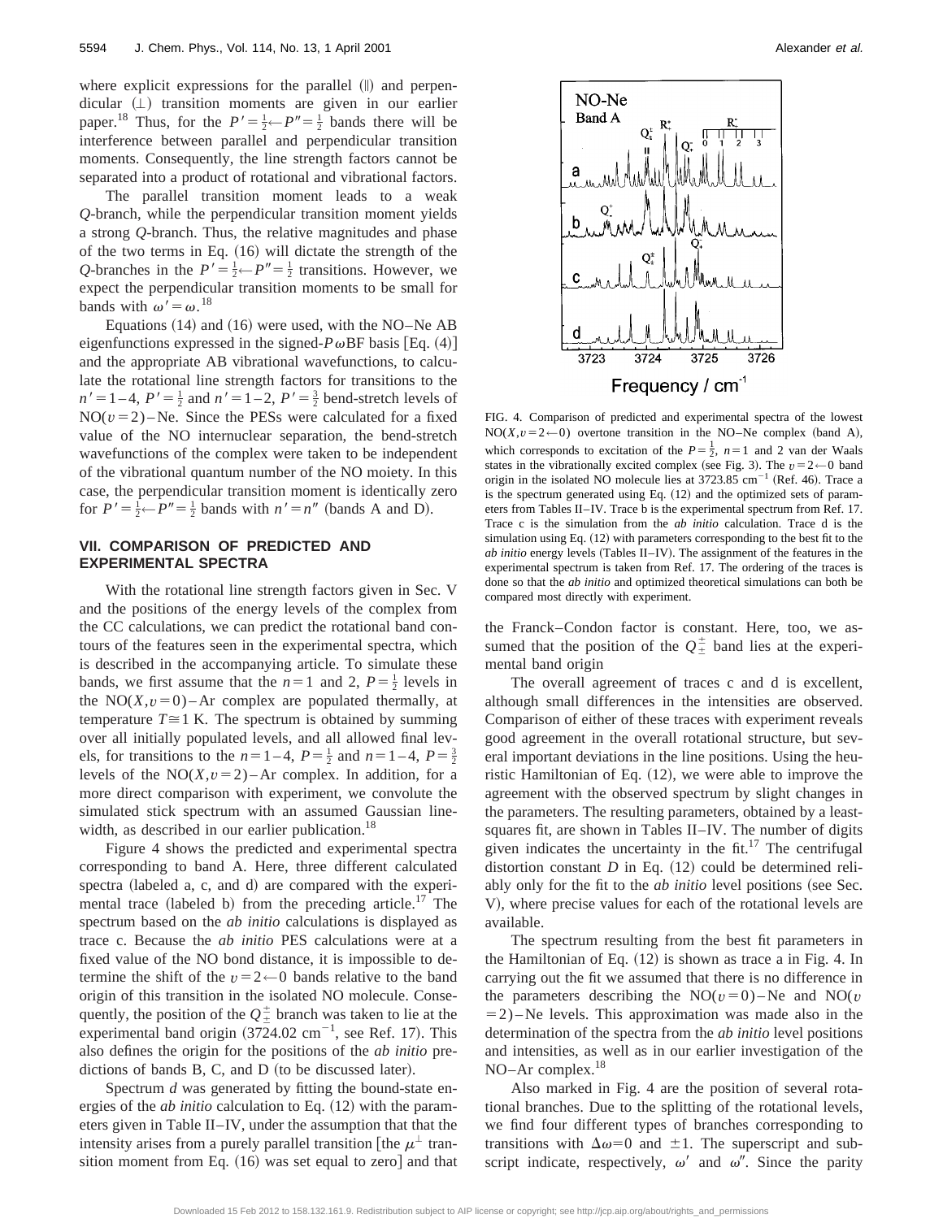where explicit expressions for the parallel (∥) and perpendicular (⊥) transition moments are given in our earlier paper.[18] Thus, for the $P'=\frac{1}{2}\leftarrow P''=\frac{1}{2}$ bands there will be interference between parallel and perpendicular transition moments. Consequently, the line strength factors cannot be separated into a product of rotational and vibrational factors.

The parallel transition moment leads to a weak $Q$-branch, while the perpendicular transition moment yields a strong $Q$-branch. Thus, the relative magnitudes and phase of the two terms in Eq. (16) will dictate the strength of the $Q$-branches in the $P'=\frac{1}{2}\leftarrow P''=\frac{1}{2}$ transitions. However, we expect the perpendicular transition moments to be small for bands with $\omega'=\omega$.[18]

Equations (14) and (16) were used, with the NO–Ne AB eigenfunctions expressed in the signed-$P\omega$BF basis [Eq. (4)] and the appropriate AB vibrational wavefunctions, to calculate the rotational line strength factors for transitions to the $n'=1$–4, $P'=\frac{1}{2}$ and $n'=1$–2, $P'=\frac{3}{2}$ bend-stretch levels of NO($v=2$)–Ne. Since the PESs were calculated for a fixed value of the NO internuclear separation, the bend-stretch wavefunctions of the complex were taken to be independent of the vibrational quantum number of the NO moiety. In this case, the perpendicular transition moment is identically zero for $P'=\frac{1}{2}\leftarrow P''=\frac{1}{2}$ bands with $n'=n''$ (bands A and D).

## VII. COMPARISON OF PREDICTED AND EXPERIMENTAL SPECTRA

With the rotational line strength factors given in Sec. V and the positions of the energy levels of the complex from the CC calculations, we can predict the rotational band contours of the features seen in the experimental spectra, which is described in the accompanying article. To simulate these bands, we first assume that the $n=1$ and 2, $P=\frac{1}{2}$ levels in the NO($X,v=0$)–Ar complex are populated thermally, at temperature $T\cong 1$ K. The spectrum is obtained by summing over all initially populated levels, and all allowed final levels, for transitions to the $n=1$–4, $P=\frac{1}{2}$ and $n=1$–4, $P=\frac{3}{2}$ levels of the NO($X,v=2$)–Ar complex. In addition, for a more direct comparison with experiment, we convolute the simulated stick spectrum with an assumed Gaussian linewidth, as described in our earlier publication.[18]

Figure 4 shows the predicted and experimental spectra corresponding to band A. Here, three different calculated spectra (labeled a, c, and d) are compared with the experimental trace (labeled b) from the preceding article.[17] The spectrum based on the *ab initio* calculations is displayed as trace c. Because the *ab initio* PES calculations were at a fixed value of the NO bond distance, it is impossible to determine the shift of the $v=2\leftarrow 0$ bands relative to the band origin of this transition in the isolated NO molecule. Consequently, the position of the $Q_{\pm}^{\pm}$ branch was taken to lie at the experimental band origin (3724.02 cm$^{-1}$, see Ref. 17). This also defines the origin for the positions of the *ab initio* predictions of bands B, C, and D (to be discussed later).

Spectrum *d* was generated by fitting the bound-state energies of the *ab initio* calculation to Eq. (12) with the parameters given in Table II–IV, under the assumption that that the intensity arises from a purely parallel transition [the $\mu^{\perp}$ transition moment from Eq. (16) was set equal to zero] and that the Franck–Condon factor is constant. Here, too, we assumed that the position of the $Q_{\pm}^{\pm}$ band lies at the experimental band origin

FIG. 4. Comparison of predicted and experimental spectra of the lowest NO($X,v=2\leftarrow 0$) overtone transition in the NO–Ne complex (band A), which corresponds to excitation of the $P=\frac{1}{2}$, $n=1$ and 2 van der Waals states in the vibrationally excited complex (see Fig. 3). The $v=2\leftarrow 0$ band origin in the isolated NO molecule lies at 3723.85 cm$^{-1}$ (Ref. 46). Trace a is the spectrum generated using Eq. (12) and the optimized sets of parameters from Tables II–IV. Trace b is the experimental spectrum from Ref. 17. Trace c is the simulation from the *ab initio* calculation. Trace d is the simulation using Eq. (12) with parameters corresponding to the best fit to the *ab initio* energy levels (Tables II–IV). The assignment of the features in the experimental spectrum is taken from Ref. 17. The ordering of the traces is done so that the *ab initio* and optimized theoretical simulations can both be compared most directly with experiment.

The overall agreement of traces c and d is excellent, although small differences in the intensities are observed. Comparison of either of these traces with experiment reveals good agreement in the overall rotational structure, but several important deviations in the line positions. Using the heuristic Hamiltonian of Eq. (12), we were able to improve the agreement with the observed spectrum by slight changes in the parameters. The resulting parameters, obtained by a least-squares fit, are shown in Tables II–IV. The number of digits given indicates the uncertainty in the fit.[17] The centrifugal distortion constant $D$ in Eq. (12) could be determined reliably only for the fit to the *ab initio* level positions (see Sec. V), where precise values for each of the rotational levels are available.

The spectrum resulting from the best fit parameters in the Hamiltonian of Eq. (12) is shown as trace a in Fig. 4. In carrying out the fit we assumed that there is no difference in the parameters describing the NO($v=0$)–Ne and NO($v=2$)–Ne levels. This approximation was made also in the determination of the spectra from the *ab initio* level positions and intensities, as well as in our earlier investigation of the NO–Ar complex.[18]

Also marked in Fig. 4 are the position of several rotational branches. Due to the splitting of the rotational levels, we find four different types of branches corresponding to transitions with $\Delta\omega=0$ and $\pm 1$. The superscript and subscript indicate, respectively, $\omega'$ and $\omega''$. Since the parity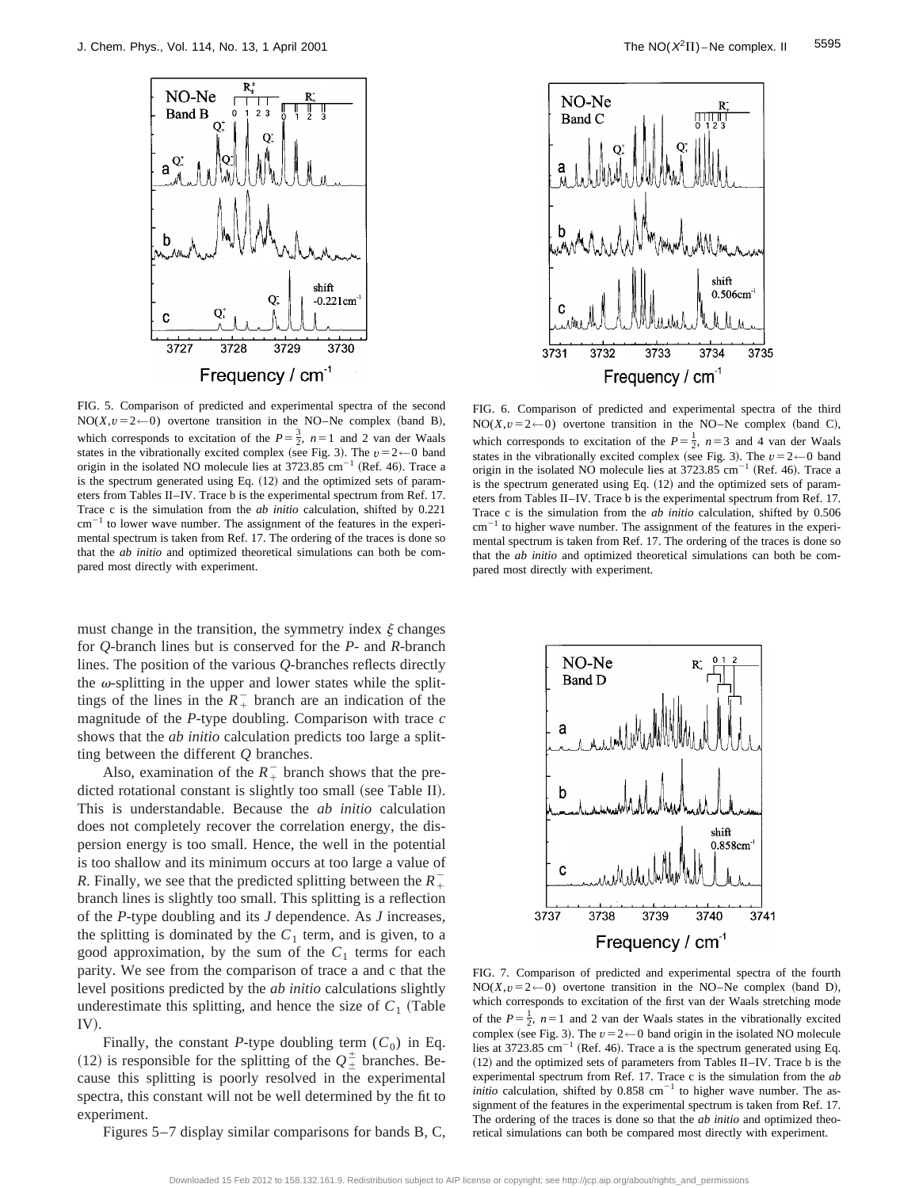FIG. 5. Comparison of predicted and experimental spectra of the second $NO(X,v=2\leftarrow0)$ overtone transition in the NO–Ne complex (band B), which corresponds to excitation of the $P=\frac{3}{2}$, $n=1$ and 2 van der Waals states in the vibrationally excited complex (see Fig. 3). The $v=2\leftarrow0$ band origin in the isolated NO molecule lies at 3723.85 $cm^{-1}$ (Ref. 46). Trace a is the spectrum generated using Eq. (12) and the optimized sets of parameters from Tables II–IV. Trace b is the experimental spectrum from Ref. 17. Trace c is the simulation from the *ab initio* calculation, shifted by 0.221 $cm^{-1}$ to lower wave number. The assignment of the features in the experimental spectrum is taken from Ref. 17. The ordering of the traces is done so that the *ab initio* and optimized theoretical simulations can both be compared most directly with experiment.

FIG. 6. Comparison of predicted and experimental spectra of the third $NO(X,v=2\leftarrow0)$ overtone transition in the NO–Ne complex (band C), which corresponds to excitation of the $P=\frac{1}{2}$, $n=3$ and 4 van der Waals states in the vibrationally excited complex (see Fig. 3). The $v=2\leftarrow0$ band origin in the isolated NO molecule lies at 3723.85 $cm^{-1}$ (Ref. 46). Trace a is the spectrum generated using Eq. (12) and the optimized sets of parameters from Tables II–IV. Trace b is the experimental spectrum from Ref. 17. Trace c is the simulation from the *ab initio* calculation, shifted by 0.506 $cm^{-1}$ to higher wave number. The assignment of the features in the experimental spectrum is taken from Ref. 17. The ordering of the traces is done so that the *ab initio* and optimized theoretical simulations can both be compared most directly with experiment.

must change in the transition, the symmetry index $\xi$ changes for *Q*-branch lines but is conserved for the *P*- and *R*-branch lines. The position of the various *Q*-branches reflects directly the $\omega$-splitting in the upper and lower states while the splittings of the lines in the $R_+^-$ branch are an indication of the magnitude of the *P*-type doubling. Comparison with trace *c* shows that the *ab initio* calculation predicts too large a splitting between the different *Q* branches.

Also, examination of the $R_+^-$ branch shows that the predicted rotational constant is slightly too small (see Table II). This is understandable. Because the *ab initio* calculation does not completely recover the correlation energy, the dispersion energy is too small. Hence, the well in the potential is too shallow and its minimum occurs at too large a value of *R*. Finally, we see that the predicted splitting between the $R_+^-$ branch lines is slightly too small. This splitting is a reflection of the *P*-type doubling and its *J* dependence. As *J* increases, the splitting is dominated by the $C_1$ term, and is given, to a good approximation, by the sum of the $C_1$ terms for each parity. We see from the comparison of trace a and c that the level positions predicted by the *ab initio* calculations slightly underestimate this splitting, and hence the size of $C_1$ (Table IV).

Finally, the constant *P*-type doubling term ($C_0$) in Eq. (12) is responsible for the splitting of the $Q_\pm^\pm$ branches. Because this splitting is poorly resolved in the experimental spectra, this constant will not be well determined by the fit to experiment.

Figures 5–7 display similar comparisons for bands B, C,

FIG. 7. Comparison of predicted and experimental spectra of the fourth $NO(X,v=2\leftarrow0)$ overtone transition in the NO–Ne complex (band D), which corresponds to excitation of the first van der Waals stretching mode of the $P=\frac{1}{2}$, $n=1$ and 2 van der Waals states in the vibrationally excited complex (see Fig. 3). The $v=2\leftarrow0$ band origin in the isolated NO molecule lies at 3723.85 $cm^{-1}$ (Ref. 46). Trace a is the spectrum generated using Eq. (12) and the optimized sets of parameters from Tables II–IV. Trace b is the experimental spectrum from Ref. 17. Trace c is the simulation from the *ab initio* calculation, shifted by 0.858 $cm^{-1}$ to higher wave number. The assignment of the features in the experimental spectrum is taken from Ref. 17. The ordering of the traces is done so that the *ab initio* and optimized theoretical simulations can both be compared most directly with experiment.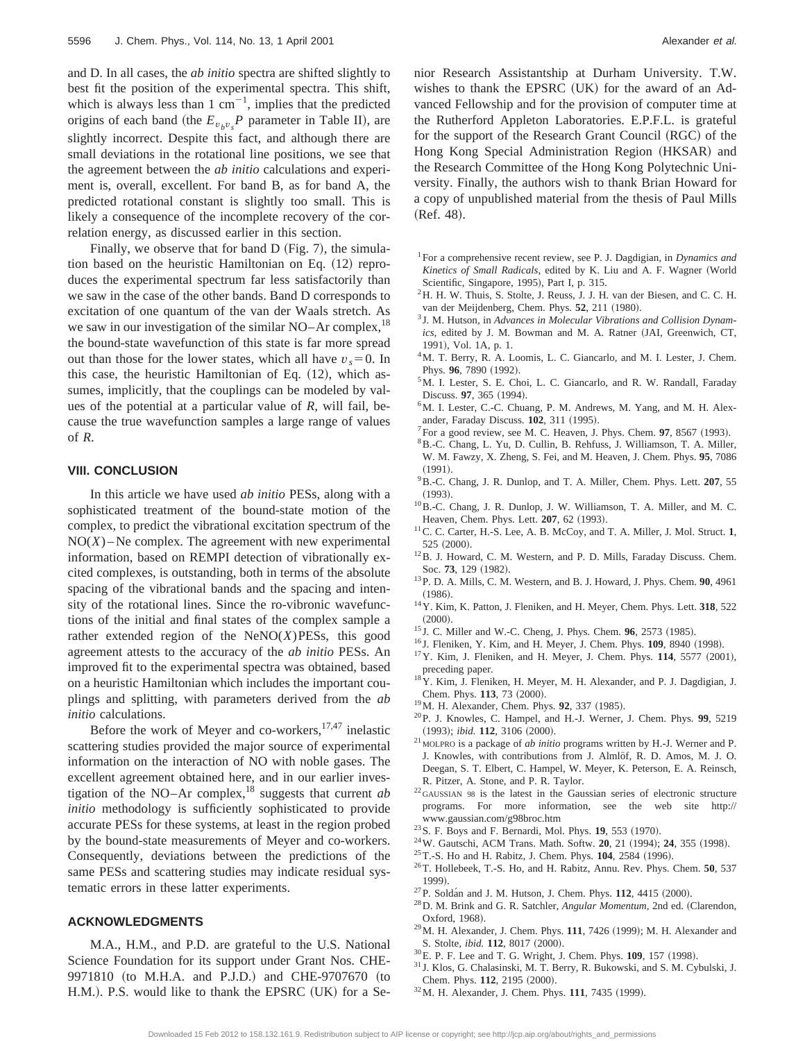and D. In all cases, the *ab initio* spectra are shifted slightly to best fit the position of the experimental spectra. This shift, which is always less than 1 $cm^{-1}$, implies that the predicted origins of each band (the $E_{v_b v_s} P$ parameter in Table II), are slightly incorrect. Despite this fact, and although there are small deviations in the rotational line positions, we see that the agreement between the *ab initio* calculations and experiment is, overall, excellent. For band B, as for band A, the predicted rotational constant is slightly too small. This is likely a consequence of the incomplete recovery of the correlation energy, as discussed earlier in this section.

Finally, we observe that for band D (Fig. 7), the simulation based on the heuristic Hamiltonian on Eq. (12) reproduces the experimental spectrum far less satisfactorily than we saw in the case of the other bands. Band D corresponds to excitation of one quantum of the van der Waals stretch. As we saw in our investigation of the similar NO–Ar complex,[18] the bound-state wavefunction of this state is far more spread out than those for the lower states, which all have $v_s = 0$. In this case, the heuristic Hamiltonian of Eq. (12), which assumes, implicitly, that the couplings can be modeled by values of the potential at a particular value of $R$, will fail, because the true wavefunction samples a large range of values of $R$.

## VIII. CONCLUSION

In this article we have used *ab initio* PESs, along with a sophisticated treatment of the bound-state motion of the complex, to predict the vibrational excitation spectrum of the NO($X$)–Ne complex. The agreement with new experimental information, based on REMPI detection of vibrationally excited complexes, is outstanding, both in terms of the absolute spacing of the vibrational bands and the spacing and intensity of the rotational lines. Since the ro-vibronic wavefunctions of the initial and final states of the complex sample a rather extended region of the NeNO($X$)PESs, this good agreement attests to the accuracy of the *ab initio* PESs. An improved fit to the experimental spectra was obtained, based on a heuristic Hamiltonian which includes the important couplings and splitting, with parameters derived from the *ab initio* calculations.

Before the work of Meyer and co-workers,[17,47] inelastic scattering studies provided the major source of experimental information on the interaction of NO with noble gases. The excellent agreement obtained here, and in our earlier investigation of the NO–Ar complex,[18] suggests that current *ab initio* methodology is sufficiently sophisticated to provide accurate PESs for these systems, at least in the region probed by the bound-state measurements of Meyer and co-workers. Consequently, deviations between the predictions of the same PESs and scattering studies may indicate residual systematic errors in these latter experiments.

## ACKNOWLEDGMENTS

M.A., H.M., and P.D. are grateful to the U.S. National Science Foundation for its support under Grant Nos. CHE-9971810 (to M.H.A. and P.J.D.) and CHE-9707670 (to H.M.). P.S. would like to thank the EPSRC (UK) for a Senior Research Assistantship at Durham University. T.W. wishes to thank the EPSRC (UK) for the award of an Advanced Fellowship and for the provision of computer time at the Rutherford Appleton Laboratories. E.P.F.L. is grateful for the support of the Research Grant Council (RGC) of the Hong Kong Special Administration Region (HKSAR) and the Research Committee of the Hong Kong Polytechnic University. Finally, the authors wish to thank Brian Howard for a copy of unpublished material from the thesis of Paul Mills (Ref. 48).

[1] For a comprehensive recent review, see P. J. Dagdigian, in *Dynamics and Kinetics of Small Radicals*, edited by K. Liu and A. F. Wagner (World Scientific, Singapore, 1995), Part I, p. 315.

[2] H. H. W. Thuis, S. Stolte, J. Reuss, J. J. H. van der Biesen, and C. C. H. van der Meijdenberg, Chem. Phys. **52**, 211 (1980).

[3] J. M. Hutson, in *Advances in Molecular Vibrations and Collision Dynamics*, edited by J. M. Bowman and M. A. Ratner (JAI, Greenwich, CT, 1991), Vol. 1A, p. 1.

[4] M. T. Berry, R. A. Loomis, L. C. Giancarlo, and M. I. Lester, J. Chem. Phys. **96**, 7890 (1992).

[5] M. I. Lester, S. E. Choi, L. C. Giancarlo, and R. W. Randall, Faraday Discuss. **97**, 365 (1994).

[6] M. I. Lester, C.-C. Chuang, P. M. Andrews, M. Yang, and M. H. Alexander, Faraday Discuss. **102**, 311 (1995).

[7] For a good review, see M. C. Heaven, J. Phys. Chem. **97**, 8567 (1993).

[8] B.-C. Chang, L. Yu, D. Cullin, B. Rehfuss, J. Williamson, T. A. Miller, W. M. Fawzy, X. Zheng, S. Fei, and M. Heaven, J. Chem. Phys. **95**, 7086 (1991).

[9] B.-C. Chang, J. R. Dunlop, and T. A. Miller, Chem. Phys. Lett. **207**, 55 (1993).

[10] B.-C. Chang, J. R. Dunlop, J. W. Williamson, T. A. Miller, and M. C. Heaven, Chem. Phys. Lett. **207**, 62 (1993).

[11] C. C. Carter, H.-S. Lee, A. B. McCoy, and T. A. Miller, J. Mol. Struct. **1**, 525 (2000).

[12] B. J. Howard, C. M. Western, and P. D. Mills, Faraday Discuss. Chem. Soc. **73**, 129 (1982).

[13] P. D. A. Mills, C. M. Western, and B. J. Howard, J. Phys. Chem. **90**, 4961 (1986).

[14] Y. Kim, K. Patton, J. Fleniken, and H. Meyer, Chem. Phys. Lett. **318**, 522 (2000).

[15] J. C. Miller and W.-C. Cheng, J. Phys. Chem. **96**, 2573 (1985).

[16] J. Fleniken, Y. Kim, and H. Meyer, J. Chem. Phys. **109**, 8940 (1998).

[17] Y. Kim, J. Fleniken, and H. Meyer, J. Chem. Phys. **114**, 5577 (2001), preceding paper.

[18] Y. Kim, J. Fleniken, H. Meyer, M. H. Alexander, and P. J. Dagdigian, J. Chem. Phys. **113**, 73 (2000).

[19] M. H. Alexander, Chem. Phys. **92**, 337 (1985).

[20] P. J. Knowles, C. Hampel, and H.-J. Werner, J. Chem. Phys. **99**, 5219 (1993); *ibid.* **112**, 3106 (2000).

[21] MOLPRO is a package of *ab initio* programs written by H.-J. Werner and P. J. Knowles, with contributions from J. Almlöf, R. D. Amos, M. J. O. Deegan, S. T. Elbert, C. Hampel, W. Meyer, K. Peterson, E. A. Reinsch, R. Pitzer, A. Stone, and P. R. Taylor.

[22] GAUSSIAN 98 is the latest in the Gaussian series of electronic structure programs. For more information, see the web site http://www.gaussian.com/g98broc.htm

[23] S. F. Boys and F. Bernardi, Mol. Phys. **19**, 553 (1970).

[24] W. Gautschi, ACM Trans. Math. Softw. **20**, 21 (1994); **24**, 355 (1998).

[25] T.-S. Ho and H. Rabitz, J. Chem. Phys. **104**, 2584 (1996).

[26] T. Hollebeek, T.-S. Ho, and H. Rabitz, Annu. Rev. Phys. Chem. **50**, 537 1999).

[27] P. Soldán and J. M. Hutson, J. Chem. Phys. **112**, 4415 (2000).

[28] D. M. Brink and G. R. Satchler, *Angular Momentum*, 2nd ed. (Clarendon, Oxford, 1968).

[29] M. H. Alexander, J. Chem. Phys. **111**, 7426 (1999); M. H. Alexander and S. Stolte, *ibid.* **112**, 8017 (2000).

[30] E. P. F. Lee and T. G. Wright, J. Chem. Phys. **109**, 157 (1998).

[31] J. Klos, G. Chalasinski, M. T. Berry, R. Bukowski, and S. M. Cybulski, J. Chem. Phys. **112**, 2195 (2000).

[32] M. H. Alexander, J. Chem. Phys. **111**, 7435 (1999).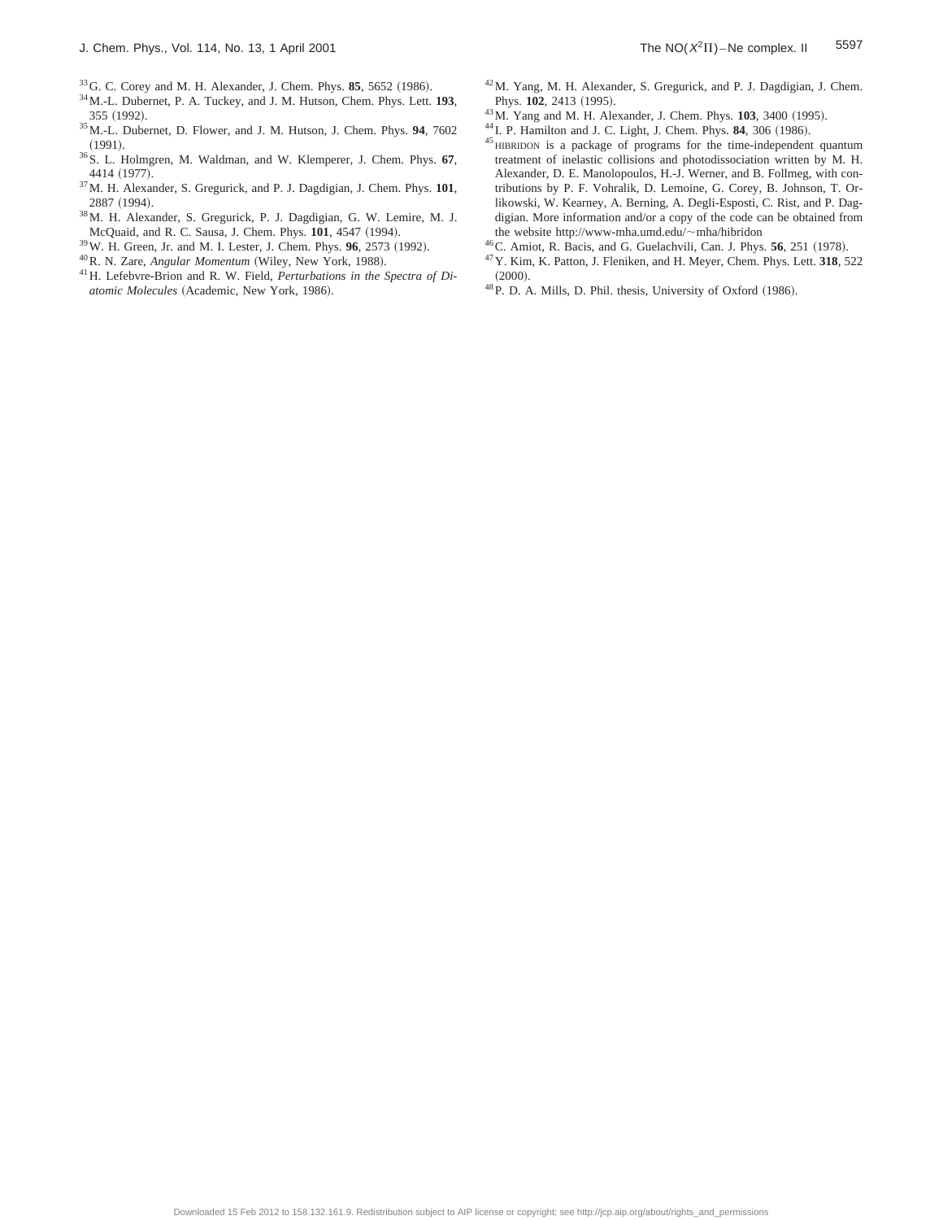[33] G. C. Corey and M. H. Alexander, J. Chem. Phys. **85**, 5652 (1986).

[34] M.-L. Dubernet, P. A. Tuckey, and J. M. Hutson, Chem. Phys. Lett. **193**, 355 (1992).

[35] M.-L. Dubernet, D. Flower, and J. M. Hutson, J. Chem. Phys. **94**, 7602 (1991).

[36] S. L. Holmgren, M. Waldman, and W. Klemperer, J. Chem. Phys. **67**, 4414 (1977).

[37] M. H. Alexander, S. Gregurick, and P. J. Dagdigian, J. Chem. Phys. **101**, 2887 (1994).

[38] M. H. Alexander, S. Gregurick, P. J. Dagdigian, G. W. Lemire, M. J. McQuaid, and R. C. Sausa, J. Chem. Phys. **101**, 4547 (1994).

[39] W. H. Green, Jr. and M. I. Lester, J. Chem. Phys. **96**, 2573 (1992).

[40] R. N. Zare, *Angular Momentum* (Wiley, New York, 1988).

[41] H. Lefebvre-Brion and R. W. Field, *Perturbations in the Spectra of Diatomic Molecules* (Academic, New York, 1986).

[42] M. Yang, M. H. Alexander, S. Gregurick, and P. J. Dagdigian, J. Chem. Phys. **102**, 2413 (1995).

[43] M. Yang and M. H. Alexander, J. Chem. Phys. **103**, 3400 (1995).

[44] I. P. Hamilton and J. C. Light, J. Chem. Phys. **84**, 306 (1986).

[45] HIBRIDON is a package of programs for the time-independent quantum treatment of inelastic collisions and photodissociation written by M. H. Alexander, D. E. Manolopoulos, H.-J. Werner, and B. Follmeg, with contributions by P. F. Vohralik, D. Lemoine, G. Corey, B. Johnson, T. Orlikowski, W. Kearney, A. Berning, A. Degli-Esposti, C. Rist, and P. Dagdigian. More information and/or a copy of the code can be obtained from the website http://www-mha.umd.edu/~mha/hibridon

[46] C. Amiot, R. Bacis, and G. Guelachvili, Can. J. Phys. **56**, 251 (1978).

[47] Y. Kim, K. Patton, J. Fleniken, and H. Meyer, Chem. Phys. Lett. **318**, 522 (2000).

[48] P. D. A. Mills, D. Phil. thesis, University of Oxford (1986).